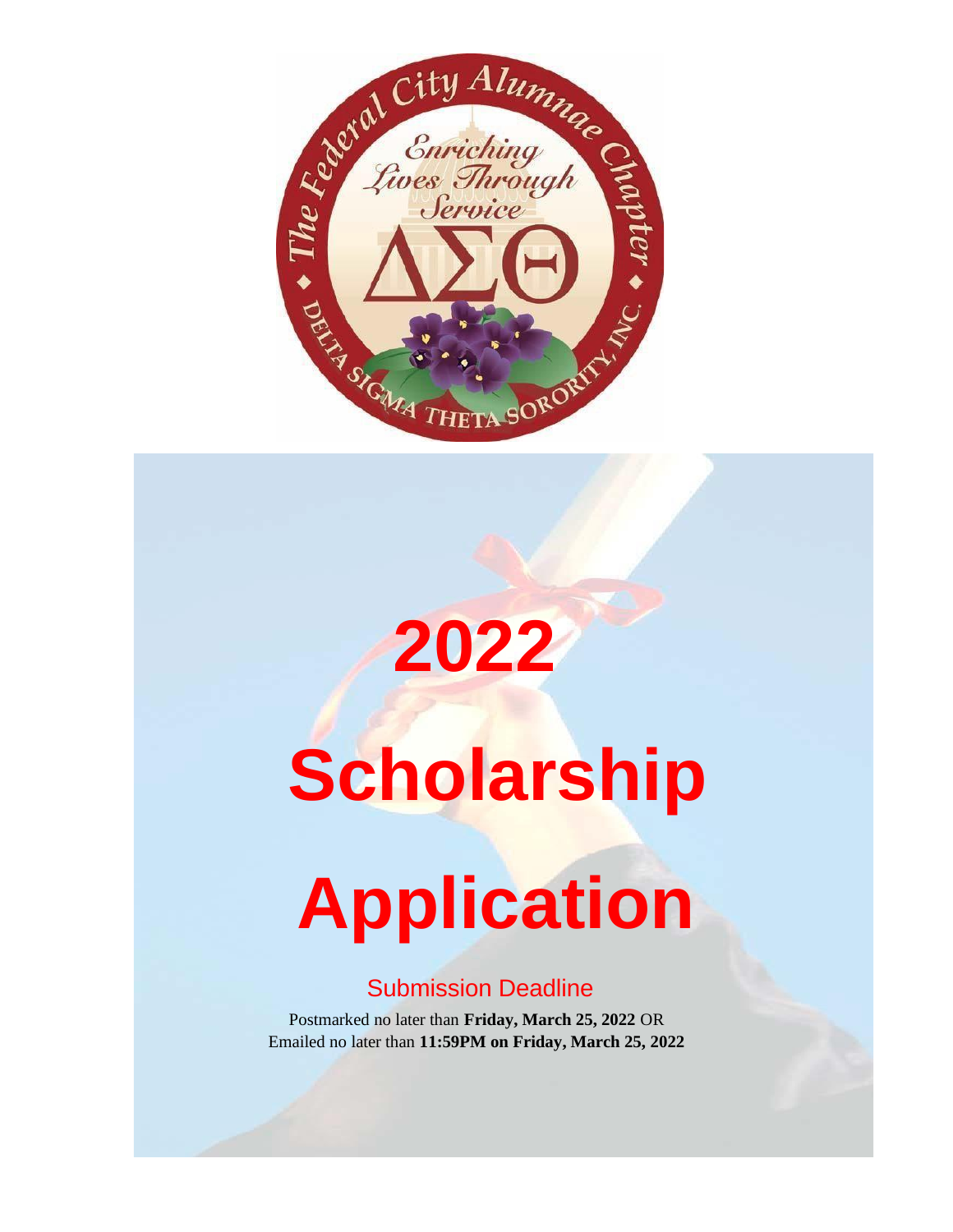# 2022

# Scholarship

# Application

## Submission Deadline

Postmarked no later than **Friday, March 25, 2022** OR
Emailed no later than **11:59PM on Friday, March 25, 2022**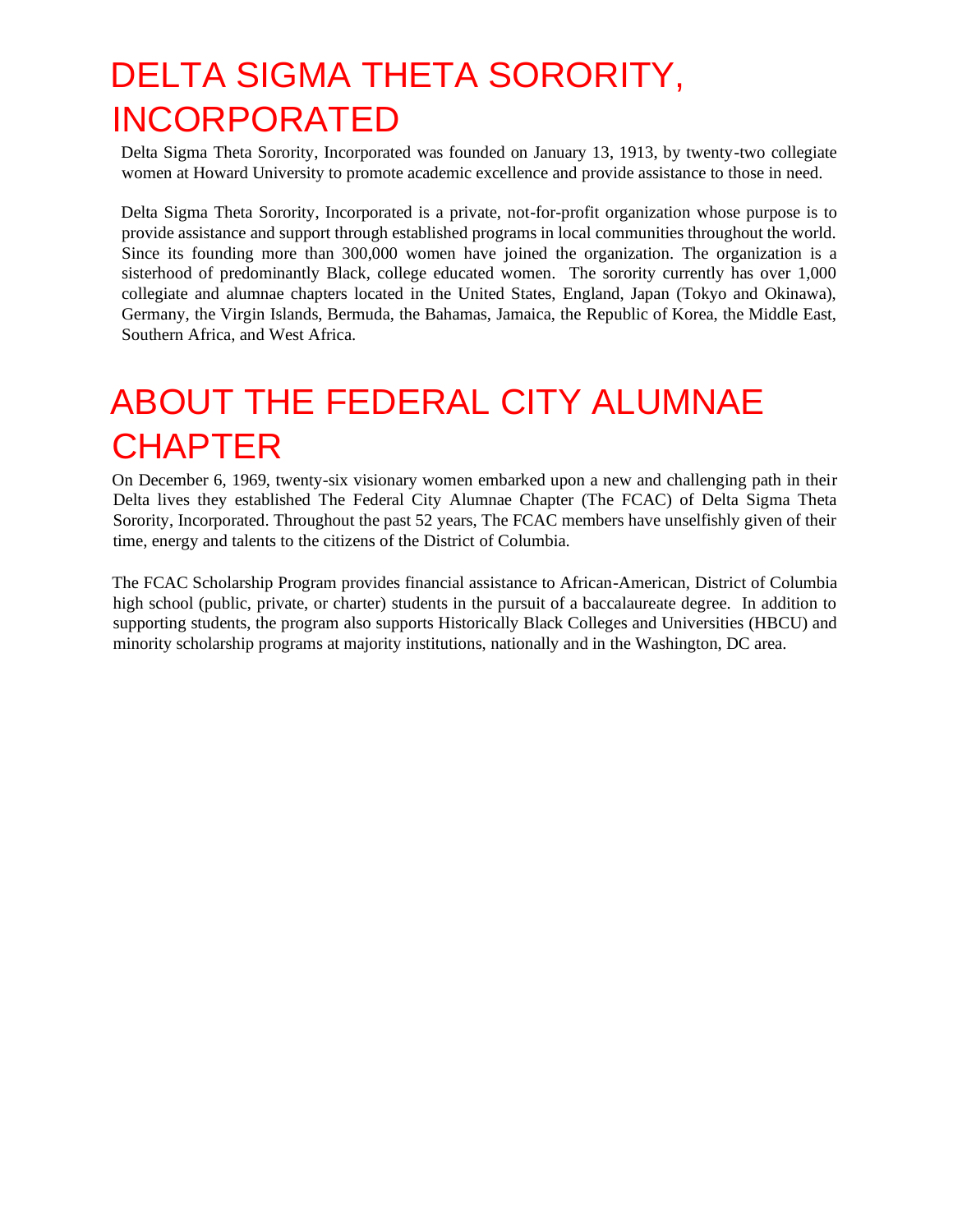# DELTA SIGMA THETA SORORITY, INCORPORATED

Delta Sigma Theta Sorority, Incorporated was founded on January 13, 1913, by twenty-two collegiate women at Howard University to promote academic excellence and provide assistance to those in need.

Delta Sigma Theta Sorority, Incorporated is a private, not-for-profit organization whose purpose is to provide assistance and support through established programs in local communities throughout the world. Since its founding more than 300,000 women have joined the organization. The organization is a sisterhood of predominantly Black, college educated women. The sorority currently has over 1,000 collegiate and alumnae chapters located in the United States, England, Japan (Tokyo and Okinawa), Germany, the Virgin Islands, Bermuda, the Bahamas, Jamaica, the Republic of Korea, the Middle East, Southern Africa, and West Africa.

# ABOUT THE FEDERAL CITY ALUMNAE CHAPTER

On December 6, 1969, twenty-six visionary women embarked upon a new and challenging path in their Delta lives they established The Federal City Alumnae Chapter (The FCAC) of Delta Sigma Theta Sorority, Incorporated. Throughout the past 52 years, The FCAC members have unselfishly given of their time, energy and talents to the citizens of the District of Columbia.

The FCAC Scholarship Program provides financial assistance to African-American, District of Columbia high school (public, private, or charter) students in the pursuit of a baccalaureate degree. In addition to supporting students, the program also supports Historically Black Colleges and Universities (HBCU) and minority scholarship programs at majority institutions, nationally and in the Washington, DC area.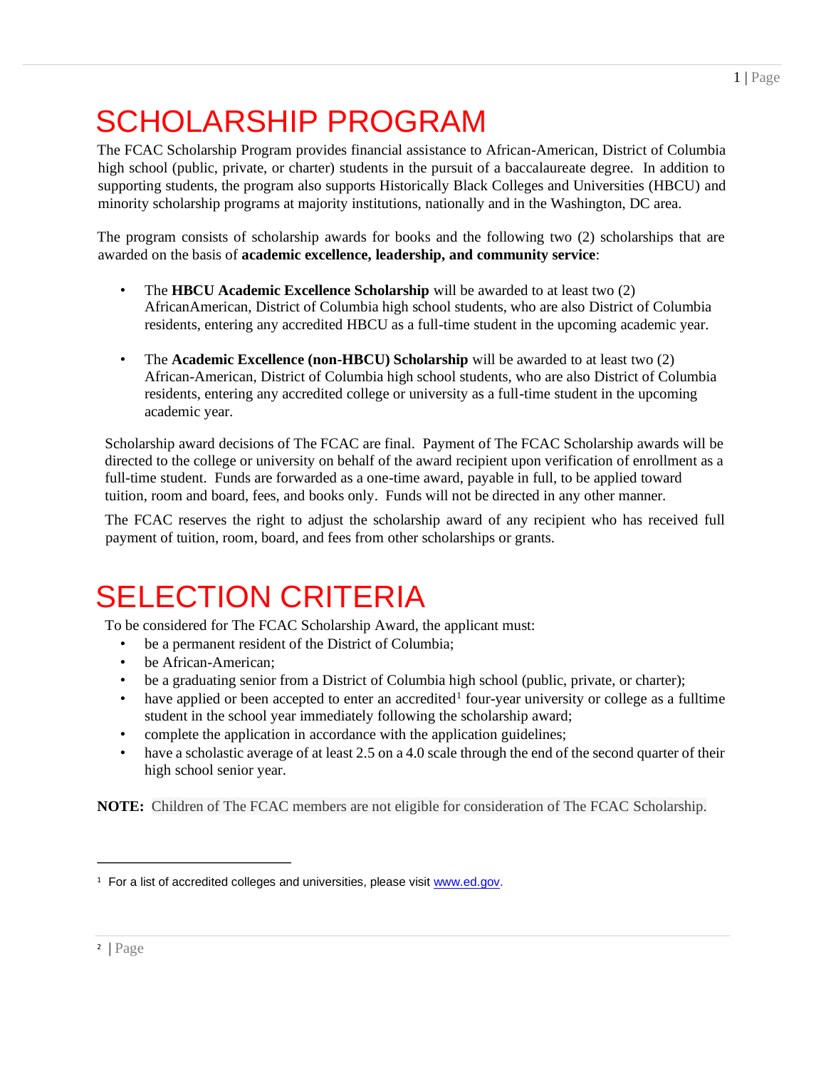# SCHOLARSHIP PROGRAM

The FCAC Scholarship Program provides financial assistance to African-American, District of Columbia high school (public, private, or charter) students in the pursuit of a baccalaureate degree. In addition to supporting students, the program also supports Historically Black Colleges and Universities (HBCU) and minority scholarship programs at majority institutions, nationally and in the Washington, DC area.

The program consists of scholarship awards for books and the following two (2) scholarships that are awarded on the basis of **academic excellence, leadership, and community service**:

- The **HBCU Academic Excellence Scholarship** will be awarded to at least two (2) AfricanAmerican, District of Columbia high school students, who are also District of Columbia residents, entering any accredited HBCU as a full-time student in the upcoming academic year.

- The **Academic Excellence (non-HBCU) Scholarship** will be awarded to at least two (2) African-American, District of Columbia high school students, who are also District of Columbia residents, entering any accredited college or university as a full-time student in the upcoming academic year.

Scholarship award decisions of The FCAC are final. Payment of The FCAC Scholarship awards will be directed to the college or university on behalf of the award recipient upon verification of enrollment as a full-time student. Funds are forwarded as a one-time award, payable in full, to be applied toward tuition, room and board, fees, and books only. Funds will not be directed in any other manner.

The FCAC reserves the right to adjust the scholarship award of any recipient who has received full payment of tuition, room, board, and fees from other scholarships or grants.

# SELECTION CRITERIA

To be considered for The FCAC Scholarship Award, the applicant must:

- be a permanent resident of the District of Columbia;
- be African-American;
- be a graduating senior from a District of Columbia high school (public, private, or charter);
- have applied or been accepted to enter an accredited[1] four-year university or college as a fulltime student in the school year immediately following the scholarship award;
- complete the application in accordance with the application guidelines;
- have a scholastic average of at least 2.5 on a 4.0 scale through the end of the second quarter of their high school senior year.

**NOTE:** Children of The FCAC members are not eligible for consideration of The FCAC Scholarship.

---

[1] For a list of accredited colleges and universities, please visit www.ed.gov.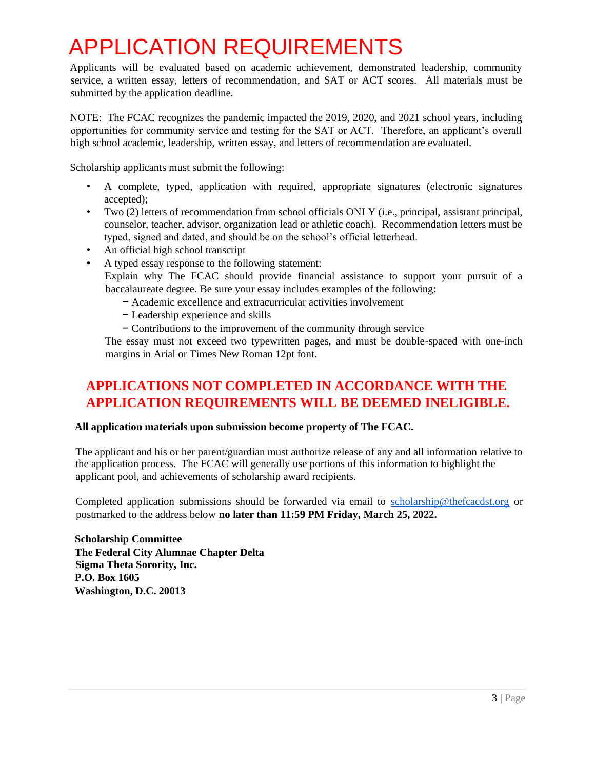# APPLICATION REQUIREMENTS

Applicants will be evaluated based on academic achievement, demonstrated leadership, community service, a written essay, letters of recommendation, and SAT or ACT scores. All materials must be submitted by the application deadline.

NOTE: The FCAC recognizes the pandemic impacted the 2019, 2020, and 2021 school years, including opportunities for community service and testing for the SAT or ACT. Therefore, an applicant's overall high school academic, leadership, written essay, and letters of recommendation are evaluated.

Scholarship applicants must submit the following:

- A complete, typed, application with required, appropriate signatures (electronic signatures accepted);
- Two (2) letters of recommendation from school officials ONLY (i.e., principal, assistant principal, counselor, teacher, advisor, organization lead or athletic coach). Recommendation letters must be typed, signed and dated, and should be on the school's official letterhead.
- An official high school transcript
- A typed essay response to the following statement:
  Explain why The FCAC should provide financial assistance to support your pursuit of a baccalaureate degree. Be sure your essay includes examples of the following:
  - Academic excellence and extracurricular activities involvement
  - Leadership experience and skills
  - Contributions to the improvement of the community through service

  The essay must not exceed two typewritten pages, and must be double-spaced with one-inch margins in Arial or Times New Roman 12pt font.

## APPLICATIONS NOT COMPLETED IN ACCORDANCE WITH THE APPLICATION REQUIREMENTS WILL BE DEEMED INELIGIBLE.

**All application materials upon submission become property of The FCAC.**

The applicant and his or her parent/guardian must authorize release of any and all information relative to the application process. The FCAC will generally use portions of this information to highlight the applicant pool, and achievements of scholarship award recipients.

Completed application submissions should be forwarded via email to scholarship@thefcacdst.org or postmarked to the address below **no later than 11:59 PM Friday, March 25, 2022.**

**Scholarship Committee**
**The Federal City Alumnae Chapter Delta**
**Sigma Theta Sorority, Inc.**
**P.O. Box 1605**
**Washington, D.C. 20013**